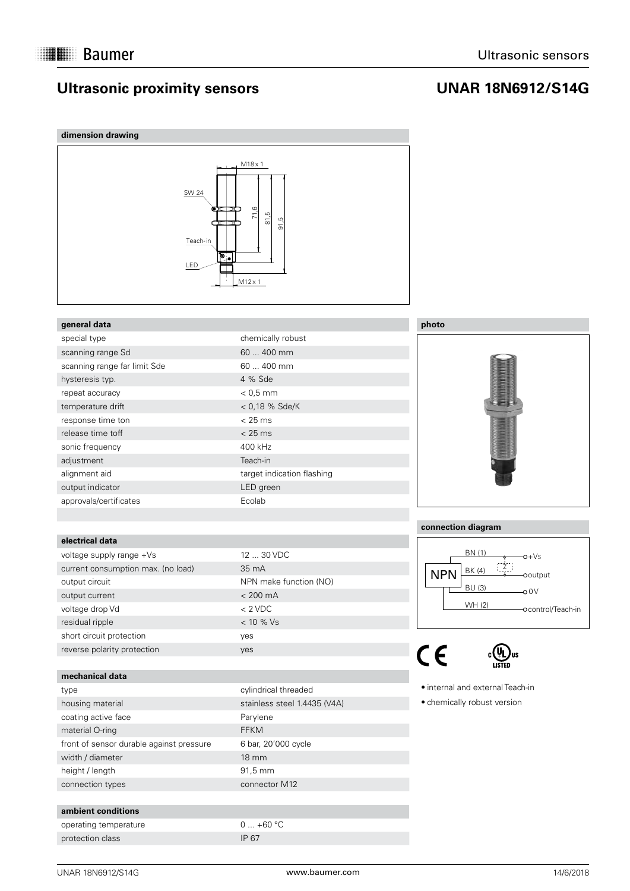Baumer

Ultrasonic sensors

# Ultrasonic proximity sensors

# UNAR 18N6912/S14G

### dimension drawing

M18 x 1
SW 24
71,6
81,5
91,5
Teach-in
LED
M12 x 1

### general data

| | |
|---|---|
| special type | chemically robust |
| scanning range Sd | 60 ... 400 mm |
| scanning range far limit Sde | 60 ... 400 mm |
| hysteresis typ. | 4 % Sde |
| repeat accuracy | < 0,5 mm |
| temperature drift | < 0,18 % Sde/K |
| response time ton | < 25 ms |
| release time toff | < 25 ms |
| sonic frequency | 400 kHz |
| adjustment | Teach-in |
| alignment aid | target indication flashing |
| output indicator | LED green |
| approvals/certificates | Ecolab |

### electrical data

| | |
|---|---|
| voltage supply range +Vs | 12 ... 30 VDC |
| current consumption max. (no load) | 35 mA |
| output circuit | NPN make function (NO) |
| output current | < 200 mA |
| voltage drop Vd | < 2 VDC |
| residual ripple | < 10 % Vs |
| short circuit protection | yes |
| reverse polarity protection | yes |

### mechanical data

| | |
|---|---|
| type | cylindrical threaded |
| housing material | stainless steel 1.4435 (V4A) |
| coating active face | Parylene |
| material O-ring | FFKM |
| front of sensor durable against pressure | 6 bar, 20'000 cycle |
| width / diameter | 18 mm |
| height / length | 91,5 mm |
| connection types | connector M12 |

### ambient conditions

| | |
|---|---|
| operating temperature | 0 ... +60 °C |
| protection class | IP 67 |

### photo

### connection diagram

NPN
BN (1) — +Vs
BK (4) — output
BU (3) — 0 V
WH (2) — control/Teach-in

- internal and external Teach-in
- chemically robust version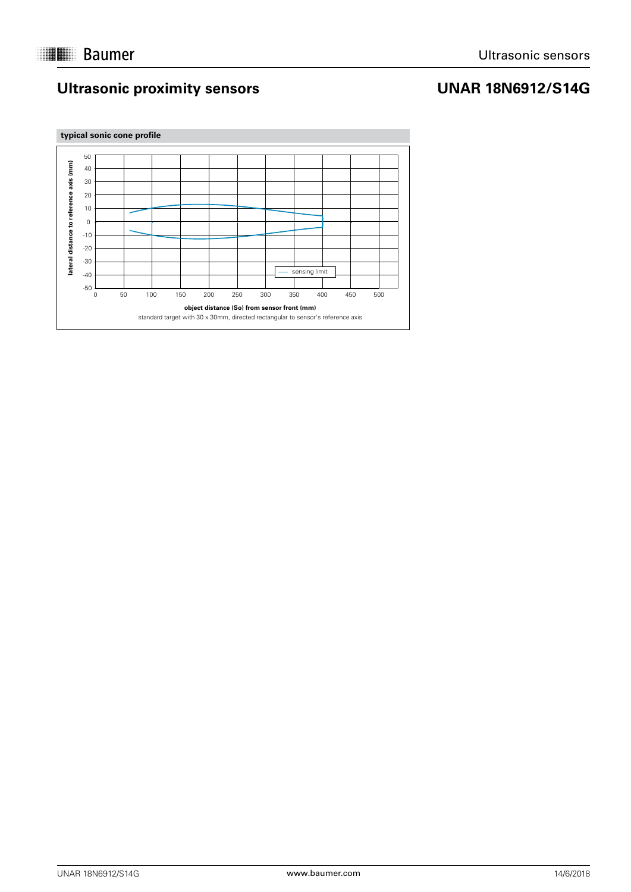# Ultrasonic proximity sensors

# UNAR 18N6912/S14G

**typical sonic cone profile**

lateral distance to reference axis (mm)

50
40
30
20
10
0
-10
-20
-30
-40
-50

0 50 100 150 200 250 300 350 400 450 500

sensing limit

**object distance (So) from sensor front (mm)**

standard target with 30 x 30mm, directed rectangular to sensor's reference axis